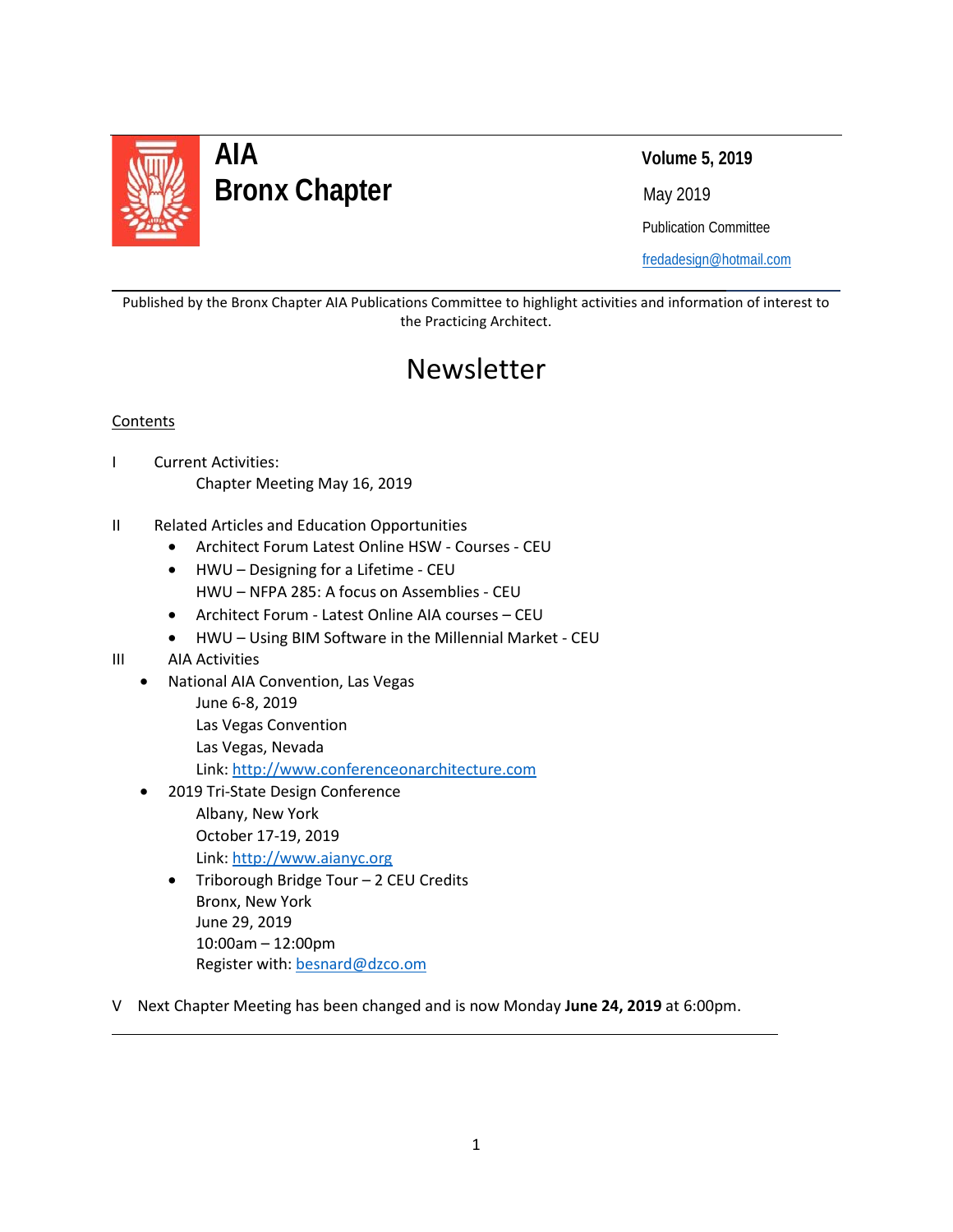# AIA Bronx Chapter

**Volume 5, 2019**

May 2019

Publication Committee

fredadesign@hotmail.com

Published by the Bronx Chapter AIA Publications Committee to highlight activities and information of interest to the Practicing Architect.

# Newsletter

Contents

I Current Activities:
    Chapter Meeting May 16, 2019

II Related Articles and Education Opportunities
- Architect Forum Latest Online HSW - Courses - CEU
- HWU – Designing for a Lifetime - CEU
  HWU – NFPA 285: A focus on Assemblies - CEU
- Architect Forum - Latest Online AIA courses – CEU
- HWU – Using BIM Software in the Millennial Market - CEU

III AIA Activities
- National AIA Convention, Las Vegas
  June 6-8, 2019
  Las Vegas Convention
  Las Vegas, Nevada
  Link: http://www.conferenceonarchitecture.com
- 2019 Tri-State Design Conference
  Albany, New York
  October 17-19, 2019
  Link: http://www.aianyc.org
- Triborough Bridge Tour – 2 CEU Credits
  Bronx, New York
  June 29, 2019
  10:00am – 12:00pm
  Register with: besnard@dzco.om

V Next Chapter Meeting has been changed and is now Monday **June 24, 2019** at 6:00pm.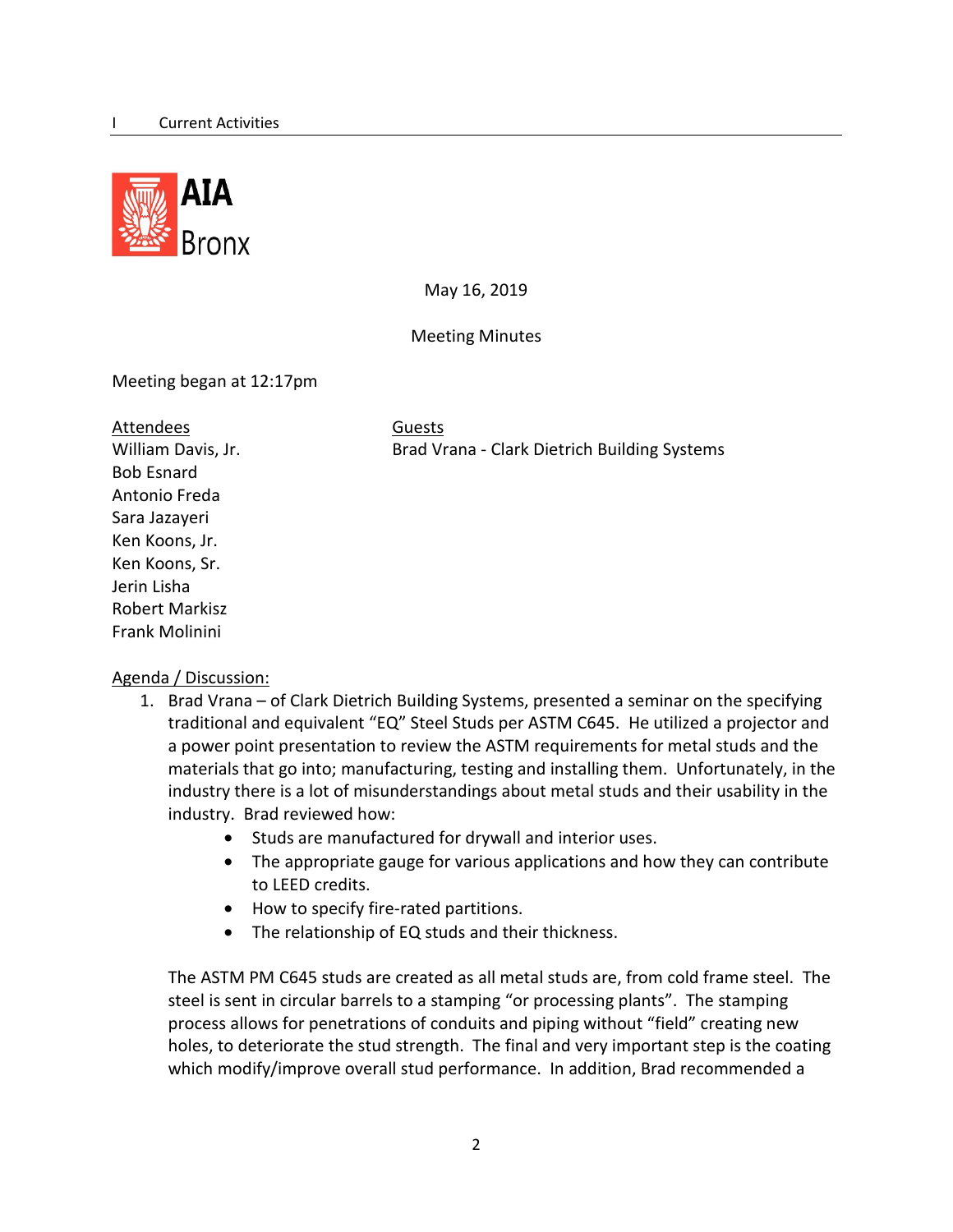AIA Bronx

May 16, 2019

Meeting Minutes

Meeting began at 12:17pm

| Attendees | Guests |
|---|---|
| William Davis, Jr. | Brad Vrana - Clark Dietrich Building Systems |
| Bob Esnard | |
| Antonio Freda | |
| Sara Jazayeri | |
| Ken Koons, Jr. | |
| Ken Koons, Sr. | |
| Jerin Lisha | |
| Robert Markisz | |
| Frank Molinini | |

Agenda / Discussion:

1. Brad Vrana – of Clark Dietrich Building Systems, presented a seminar on the specifying traditional and equivalent "EQ" Steel Studs per ASTM C645. He utilized a projector and a power point presentation to review the ASTM requirements for metal studs and the materials that go into; manufacturing, testing and installing them. Unfortunately, in the industry there is a lot of misunderstandings about metal studs and their usability in the industry. Brad reviewed how:
   - Studs are manufactured for drywall and interior uses.
   - The appropriate gauge for various applications and how they can contribute to LEED credits.
   - How to specify fire-rated partitions.
   - The relationship of EQ studs and their thickness.

   The ASTM PM C645 studs are created as all metal studs are, from cold frame steel. The steel is sent in circular barrels to a stamping "or processing plants". The stamping process allows for penetrations of conduits and piping without "field" creating new holes, to deteriorate the stud strength. The final and very important step is the coating which modify/improve overall stud performance. In addition, Brad recommended a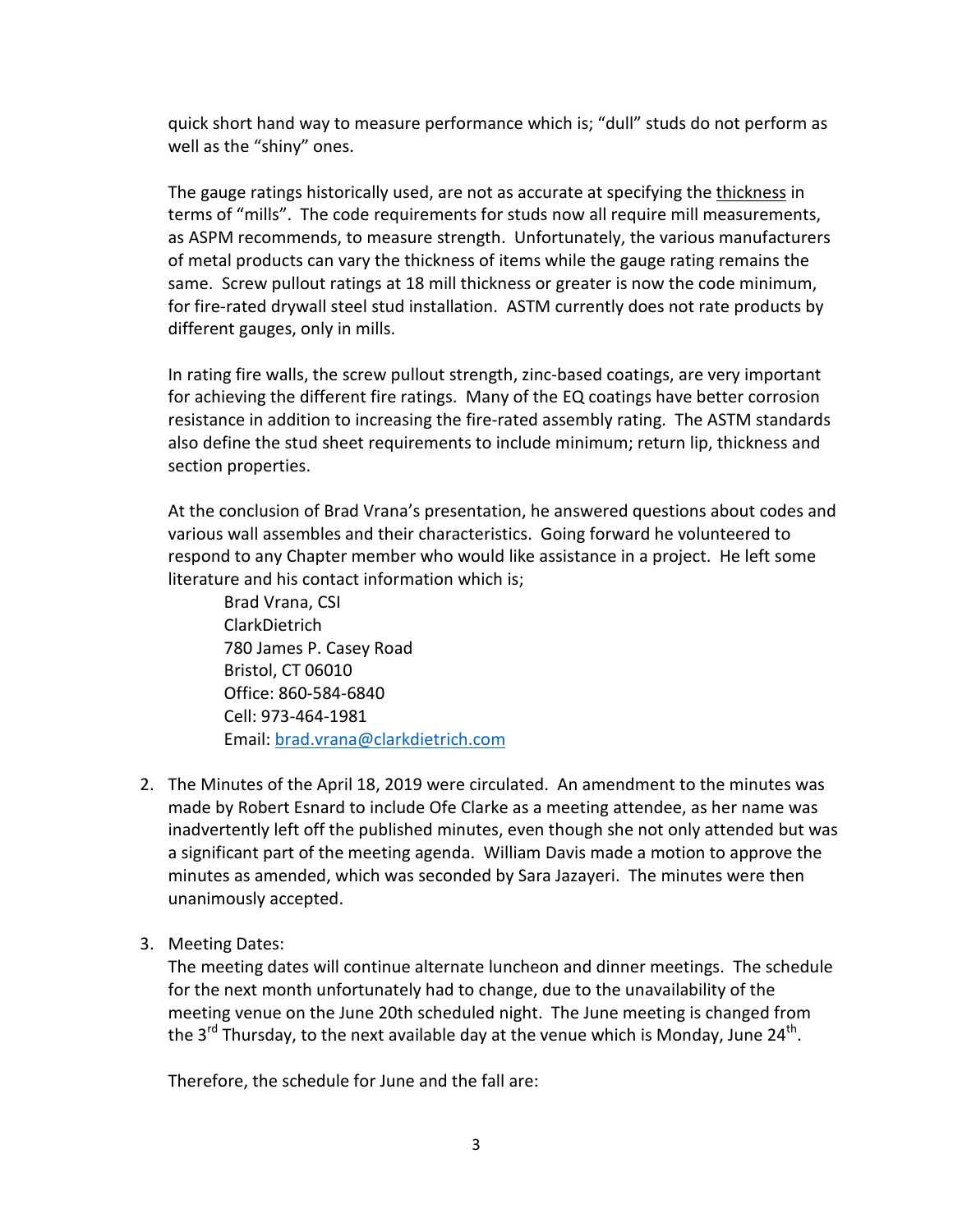quick short hand way to measure performance which is; "dull" studs do not perform as well as the "shiny" ones.

The gauge ratings historically used, are not as accurate at specifying the thickness in terms of "mills". The code requirements for studs now all require mill measurements, as ASPM recommends, to measure strength. Unfortunately, the various manufacturers of metal products can vary the thickness of items while the gauge rating remains the same. Screw pullout ratings at 18 mill thickness or greater is now the code minimum, for fire-rated drywall steel stud installation. ASTM currently does not rate products by different gauges, only in mills.

In rating fire walls, the screw pullout strength, zinc-based coatings, are very important for achieving the different fire ratings. Many of the EQ coatings have better corrosion resistance in addition to increasing the fire-rated assembly rating. The ASTM standards also define the stud sheet requirements to include minimum; return lip, thickness and section properties.

At the conclusion of Brad Vrana's presentation, he answered questions about codes and various wall assembles and their characteristics. Going forward he volunteered to respond to any Chapter member who would like assistance in a project. He left some literature and his contact information which is;

Brad Vrana, CSI
ClarkDietrich
780 James P. Casey Road
Bristol, CT 06010
Office: 860-584-6840
Cell: 973-464-1981
Email: brad.vrana@clarkdietrich.com

2. The Minutes of the April 18, 2019 were circulated. An amendment to the minutes was made by Robert Esnard to include Ofe Clarke as a meeting attendee, as her name was inadvertently left off the published minutes, even though she not only attended but was a significant part of the meeting agenda. William Davis made a motion to approve the minutes as amended, which was seconded by Sara Jazayeri. The minutes were then unanimously accepted.

3. Meeting Dates:
The meeting dates will continue alternate luncheon and dinner meetings. The schedule for the next month unfortunately had to change, due to the unavailability of the meeting venue on the June 20th scheduled night. The June meeting is changed from the 3rd Thursday, to the next available day at the venue which is Monday, June 24th.

Therefore, the schedule for June and the fall are: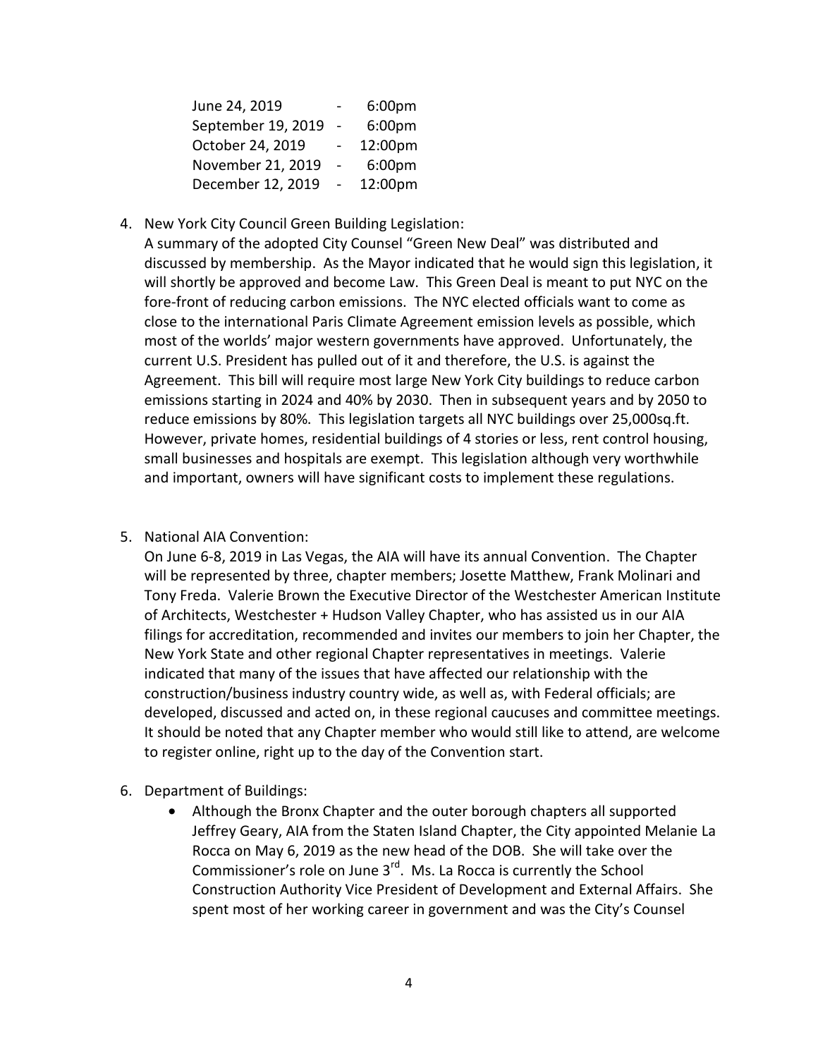| | | |
|---|---|---|
| June 24, 2019 | - | 6:00pm |
| September 19, 2019 | - | 6:00pm |
| October 24, 2019 | - | 12:00pm |
| November 21, 2019 | - | 6:00pm |
| December 12, 2019 | - | 12:00pm |

4. New York City Council Green Building Legislation:
   A summary of the adopted City Counsel "Green New Deal" was distributed and discussed by membership. As the Mayor indicated that he would sign this legislation, it will shortly be approved and become Law. This Green Deal is meant to put NYC on the fore-front of reducing carbon emissions. The NYC elected officials want to come as close to the international Paris Climate Agreement emission levels as possible, which most of the worlds' major western governments have approved. Unfortunately, the current U.S. President has pulled out of it and therefore, the U.S. is against the Agreement. This bill will require most large New York City buildings to reduce carbon emissions starting in 2024 and 40% by 2030. Then in subsequent years and by 2050 to reduce emissions by 80%. This legislation targets all NYC buildings over 25,000sq.ft. However, private homes, residential buildings of 4 stories or less, rent control housing, small businesses and hospitals are exempt. This legislation although very worthwhile and important, owners will have significant costs to implement these regulations.

5. National AIA Convention:
   On June 6-8, 2019 in Las Vegas, the AIA will have its annual Convention. The Chapter will be represented by three, chapter members; Josette Matthew, Frank Molinari and Tony Freda. Valerie Brown the Executive Director of the Westchester American Institute of Architects, Westchester + Hudson Valley Chapter, who has assisted us in our AIA filings for accreditation, recommended and invites our members to join her Chapter, the New York State and other regional Chapter representatives in meetings. Valerie indicated that many of the issues that have affected our relationship with the construction/business industry country wide, as well as, with Federal officials; are developed, discussed and acted on, in these regional caucuses and committee meetings. It should be noted that any Chapter member who would still like to attend, are welcome to register online, right up to the day of the Convention start.

6. Department of Buildings:
   - Although the Bronx Chapter and the outer borough chapters all supported Jeffrey Geary, AIA from the Staten Island Chapter, the City appointed Melanie La Rocca on May 6, 2019 as the new head of the DOB. She will take over the Commissioner's role on June 3rd. Ms. La Rocca is currently the School Construction Authority Vice President of Development and External Affairs. She spent most of her working career in government and was the City's Counsel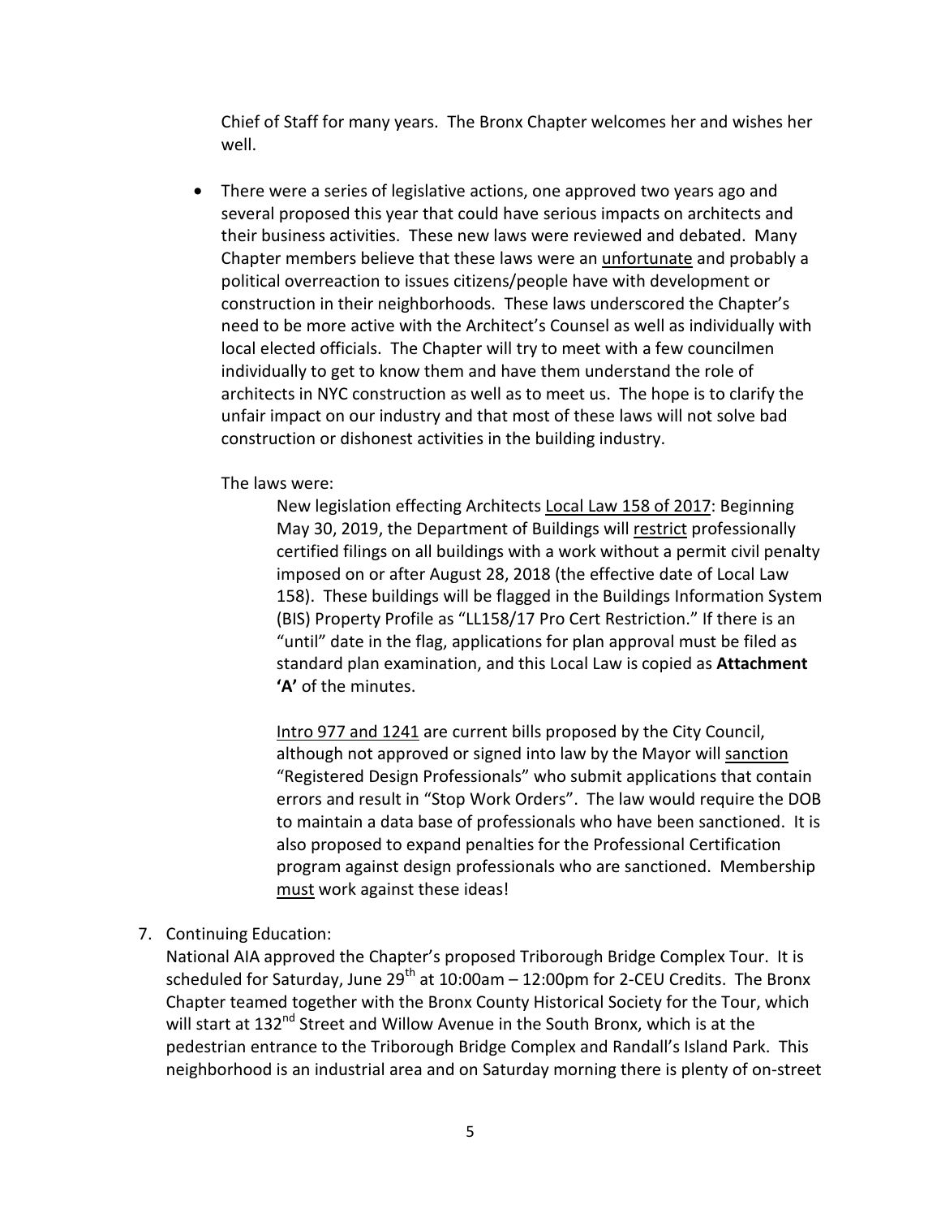Chief of Staff for many years. The Bronx Chapter welcomes her and wishes her well.

- There were a series of legislative actions, one approved two years ago and several proposed this year that could have serious impacts on architects and their business activities. These new laws were reviewed and debated. Many Chapter members believe that these laws were an unfortunate and probably a political overreaction to issues citizens/people have with development or construction in their neighborhoods. These laws underscored the Chapter's need to be more active with the Architect's Counsel as well as individually with local elected officials. The Chapter will try to meet with a few councilmen individually to get to know them and have them understand the role of architects in NYC construction as well as to meet us. The hope is to clarify the unfair impact on our industry and that most of these laws will not solve bad construction or dishonest activities in the building industry.

  The laws were:

  New legislation effecting Architects Local Law 158 of 2017: Beginning May 30, 2019, the Department of Buildings will restrict professionally certified filings on all buildings with a work without a permit civil penalty imposed on or after August 28, 2018 (the effective date of Local Law 158). These buildings will be flagged in the Buildings Information System (BIS) Property Profile as "LL158/17 Pro Cert Restriction." If there is an "until" date in the flag, applications for plan approval must be filed as standard plan examination, and this Local Law is copied as **Attachment 'A'** of the minutes.

  Intro 977 and 1241 are current bills proposed by the City Council, although not approved or signed into law by the Mayor will sanction "Registered Design Professionals" who submit applications that contain errors and result in "Stop Work Orders". The law would require the DOB to maintain a data base of professionals who have been sanctioned. It is also proposed to expand penalties for the Professional Certification program against design professionals who are sanctioned. Membership must work against these ideas!

7. Continuing Education:
National AIA approved the Chapter's proposed Triborough Bridge Complex Tour. It is scheduled for Saturday, June 29th at 10:00am – 12:00pm for 2-CEU Credits. The Bronx Chapter teamed together with the Bronx County Historical Society for the Tour, which will start at 132nd Street and Willow Avenue in the South Bronx, which is at the pedestrian entrance to the Triborough Bridge Complex and Randall's Island Park. This neighborhood is an industrial area and on Saturday morning there is plenty of on-street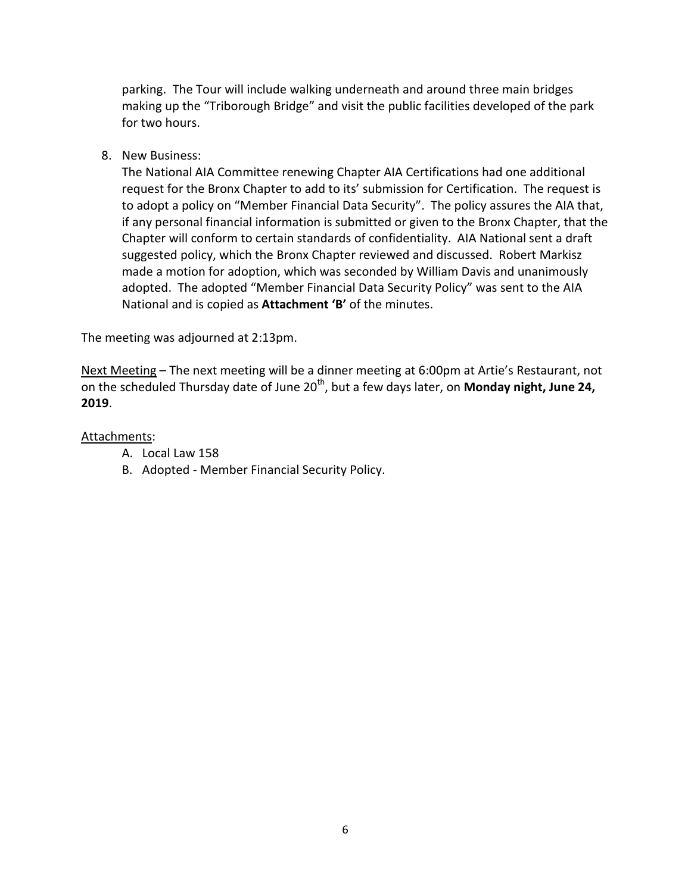parking.  The Tour will include walking underneath and around three main bridges making up the "Triborough Bridge" and visit the public facilities developed of the park for two hours.

8. New Business:
   The National AIA Committee renewing Chapter AIA Certifications had one additional request for the Bronx Chapter to add to its' submission for Certification.  The request is to adopt a policy on "Member Financial Data Security".  The policy assures the AIA that, if any personal financial information is submitted or given to the Bronx Chapter, that the Chapter will conform to certain standards of confidentiality.  AIA National sent a draft suggested policy, which the Bronx Chapter reviewed and discussed.  Robert Markisz made a motion for adoption, which was seconded by William Davis and unanimously adopted.  The adopted "Member Financial Data Security Policy" was sent to the AIA National and is copied as **Attachment 'B'** of the minutes.

The meeting was adjourned at 2:13pm.

<u>Next Meeting</u> – The next meeting will be a dinner meeting at 6:00pm at Artie's Restaurant, not on the scheduled Thursday date of June 20th, but a few days later, on **Monday night, June 24, 2019**.

<u>Attachments</u>:

A. Local Law 158
B. Adopted - Member Financial Security Policy.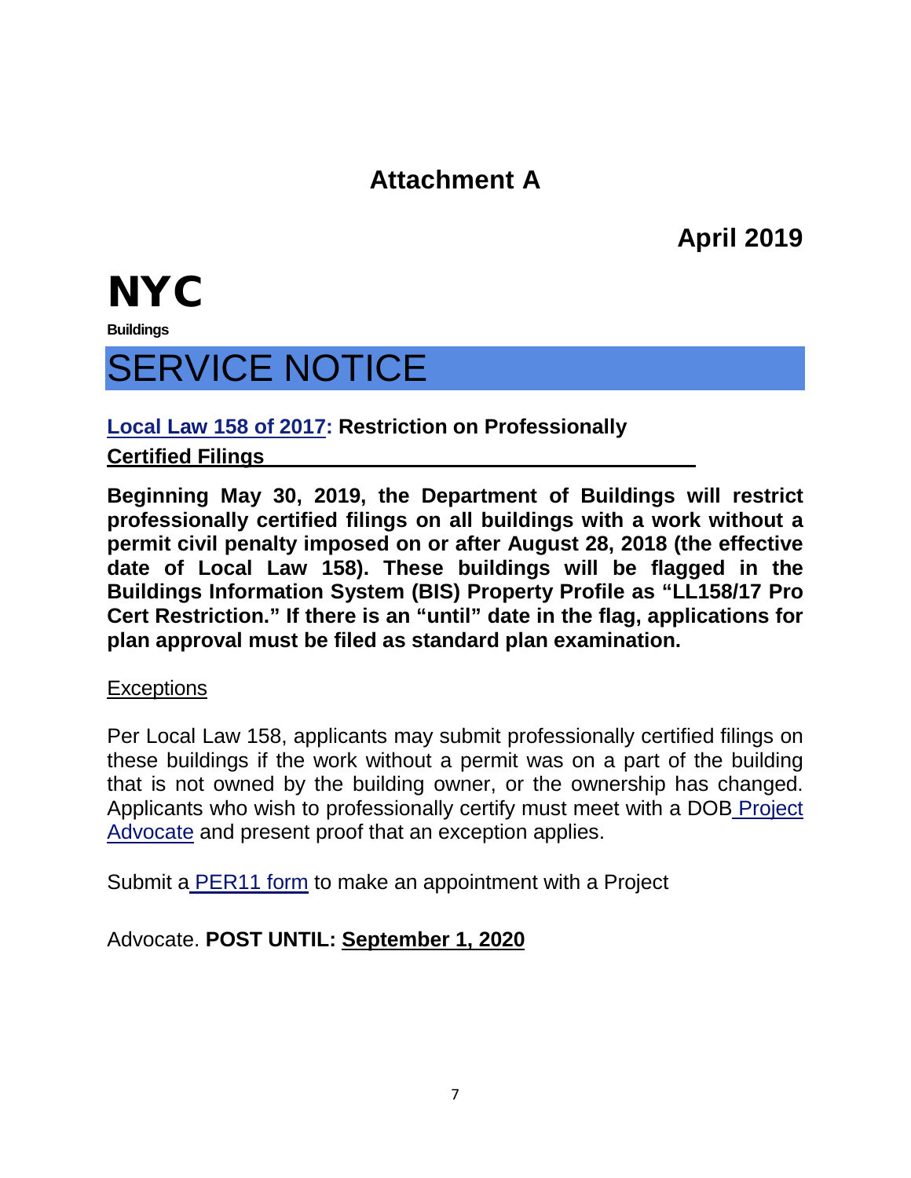# Attachment A

**April 2019**

**NYC**

**Buildings**

# SERVICE NOTICE

**Local Law 158 of 2017: Restriction on Professionally Certified Filings**

**Beginning May 30, 2019, the Department of Buildings will restrict professionally certified filings on all buildings with a work without a permit civil penalty imposed on or after August 28, 2018 (the effective date of Local Law 158). These buildings will be flagged in the Buildings Information System (BIS) Property Profile as "LL158/17 Pro Cert Restriction." If there is an "until" date in the flag, applications for plan approval must be filed as standard plan examination.**

Exceptions

Per Local Law 158, applicants may submit professionally certified filings on these buildings if the work without a permit was on a part of the building that is not owned by the building owner, or the ownership has changed. Applicants who wish to professionally certify must meet with a DOB Project Advocate and present proof that an exception applies.

Submit a PER11 form to make an appointment with a Project

Advocate. **POST UNTIL: September 1, 2020**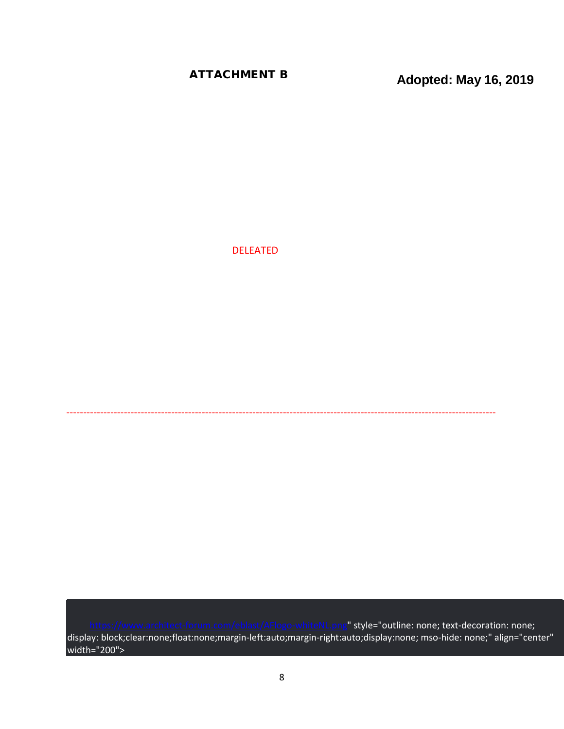**ATTACHMENT B**

**Adopted: May 16, 2019**

DELEATED

---

https://www.architect-forum.com/eblast/AFlogo-whiteNL.png" style="outline: none; text-decoration: none; display: block;clear:none;float:none;margin-left:auto;margin-right:auto;display:none; mso-hide: none;" align="center" width="200">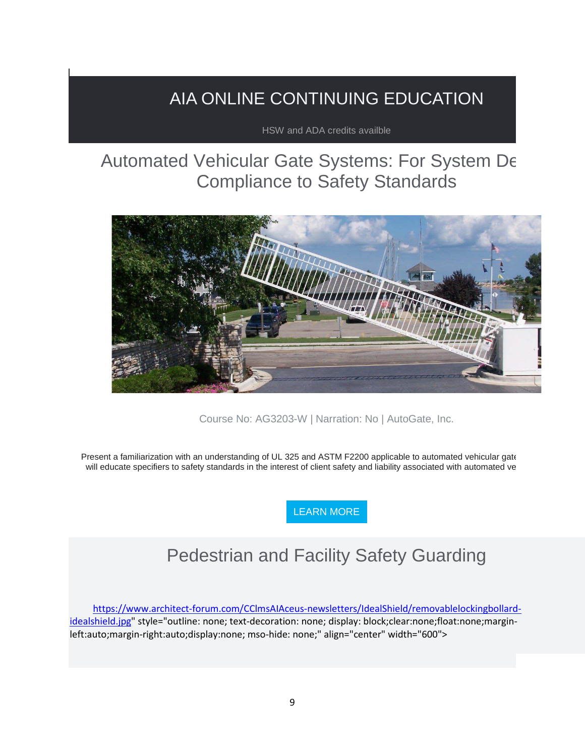# AIA ONLINE CONTINUING EDUCATION

HSW and ADA credits availble

## Automated Vehicular Gate Systems: For System De Compliance to Safety Standards

Course No: AG3203-W | Narration: No | AutoGate, Inc.

Present a familiarization with an understanding of UL 325 and ASTM F2200 applicable to automated vehicular gate will educate specifiers to safety standards in the interest of client safety and liability associated with automated ve

LEARN MORE

## Pedestrian and Facility Safety Guarding

https://www.architect-forum.com/CClmsAIAceus-newsletters/IdealShield/removablelockingbollard-idealshield.jpg" style="outline: none; text-decoration: none; display: block;clear:none;float:none;margin-left:auto;margin-right:auto;display:none; mso-hide: none;" align="center" width="600">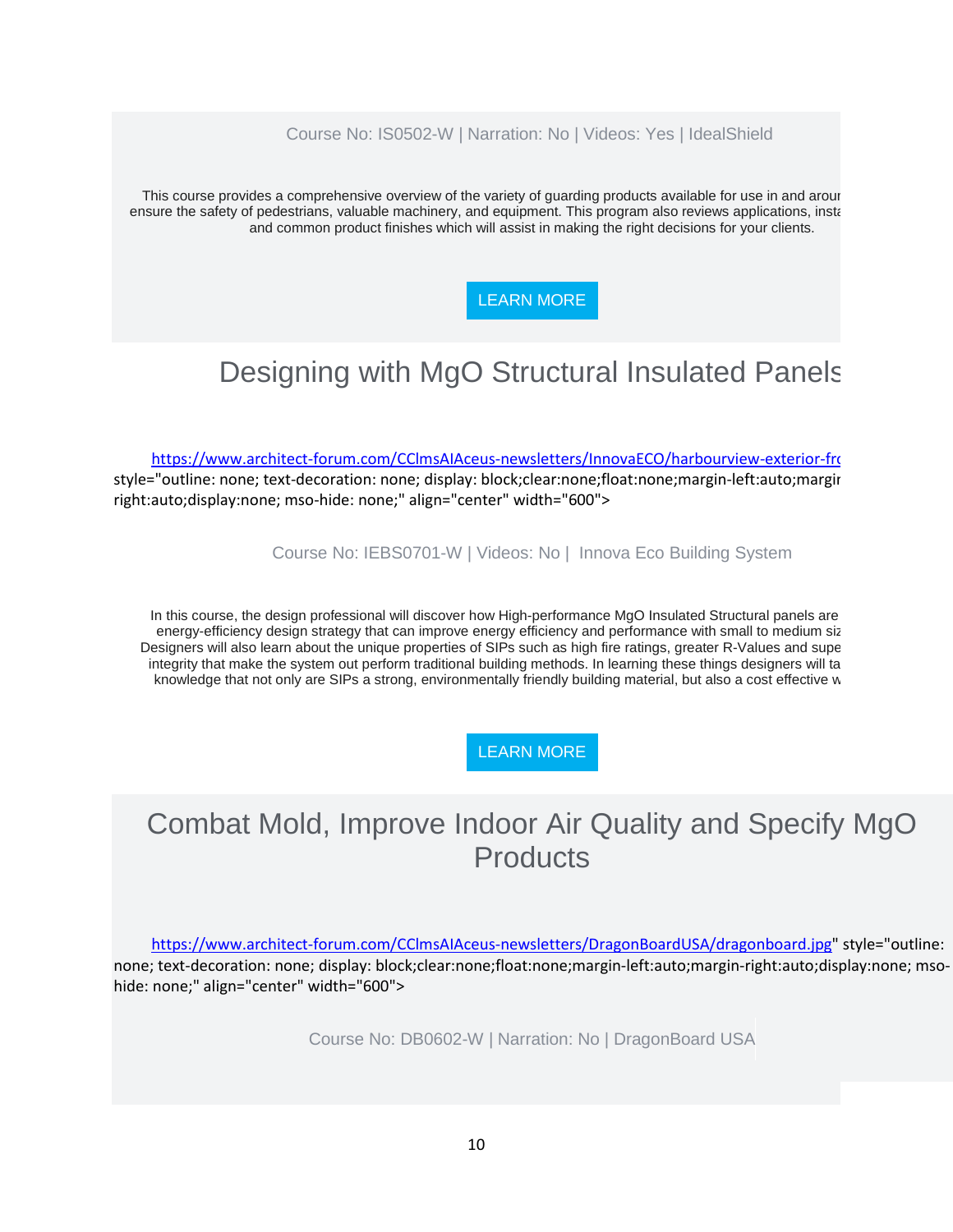Course No: IS0502-W | Narration: No | Videos: Yes | IdealShield

This course provides a comprehensive overview of the variety of guarding products available for use in and arour ensure the safety of pedestrians, valuable machinery, and equipment. This program also reviews applications, insta and common product finishes which will assist in making the right decisions for your clients.

LEARN MORE

# Designing with MgO Structural Insulated Panels

https://www.architect-forum.com/CClmsAIAceus-newsletters/InnovaECO/harbourview-exterior-fro style="outline: none; text-decoration: none; display: block;clear:none;float:none;margin-left:auto;margin right:auto;display:none; mso-hide: none;" align="center" width="600">

Course No: IEBS0701-W | Videos: No | Innova Eco Building System

In this course, the design professional will discover how High-performance MgO Insulated Structural panels are energy-efficiency design strategy that can improve energy efficiency and performance with small to medium siz Designers will also learn about the unique properties of SIPs such as high fire ratings, greater R-Values and supe integrity that make the system out perform traditional building methods. In learning these things designers will ta knowledge that not only are SIPs a strong, environmentally friendly building material, but also a cost effective w

LEARN MORE

# Combat Mold, Improve Indoor Air Quality and Specify MgO Products

https://www.architect-forum.com/CClmsAIAceus-newsletters/DragonBoardUSA/dragonboard.jpg" style="outline: none; text-decoration: none; display: block;clear:none;float:none;margin-left:auto;margin-right:auto;display:none; mso-hide: none;" align="center" width="600">

Course No: DB0602-W | Narration: No | DragonBoard USA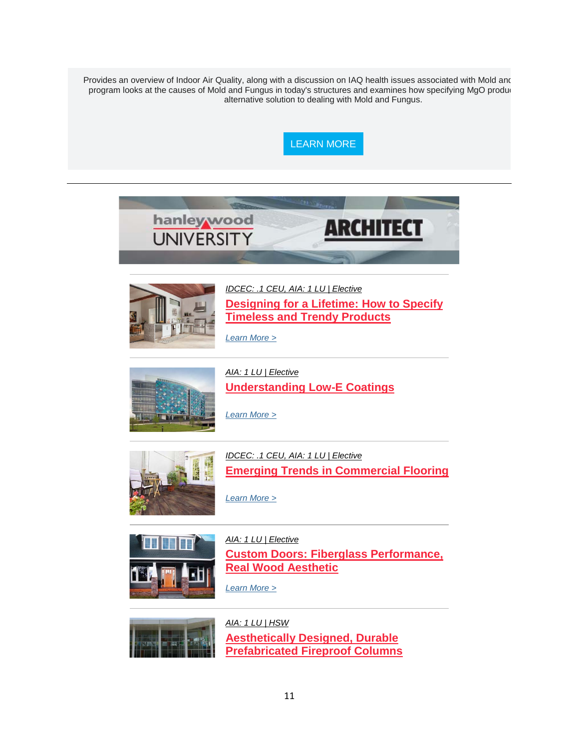Provides an overview of Indoor Air Quality, along with a discussion on IAQ health issues associated with Mold and program looks at the causes of Mold and Fungus in today's structures and examines how specifying MgO produ alternative solution to dealing with Mold and Fungus.

LEARN MORE

---

hanley wood UNIVERSITY | ARCHITECT

---

*IDCEC: .1 CEU, AIA: 1 LU | Elective*

**Designing for a Lifetime: How to Specify Timeless and Trendy Products**

*Learn More >*

---

*AIA: 1 LU | Elective*

**Understanding Low-E Coatings**

*Learn More >*

---

*IDCEC: .1 CEU, AIA: 1 LU | Elective*

**Emerging Trends in Commercial Flooring**

*Learn More >*

---

*AIA: 1 LU | Elective*

**Custom Doors: Fiberglass Performance, Real Wood Aesthetic**

*Learn More >*

---

*AIA: 1 LU | HSW*

**Aesthetically Designed, Durable Prefabricated Fireproof Columns**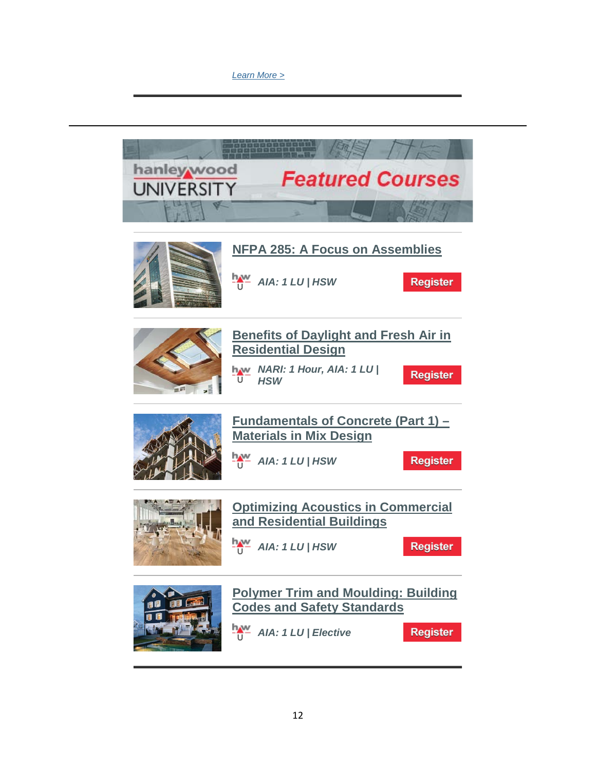Learn More >

---

---

hanley wood UNIVERSITY **Featured Courses**

---

## NFPA 285: A Focus on Assemblies

*AIA: 1 LU | HSW*

Register

---

## Benefits of Daylight and Fresh Air in Residential Design

*NARI: 1 Hour, AIA: 1 LU | HSW*

Register

---

## Fundamentals of Concrete (Part 1) – Materials in Mix Design

*AIA: 1 LU | HSW*

Register

---

## Optimizing Acoustics in Commercial and Residential Buildings

*AIA: 1 LU | HSW*

Register

---

## Polymer Trim and Moulding: Building Codes and Safety Standards

*AIA: 1 LU | Elective*

Register

---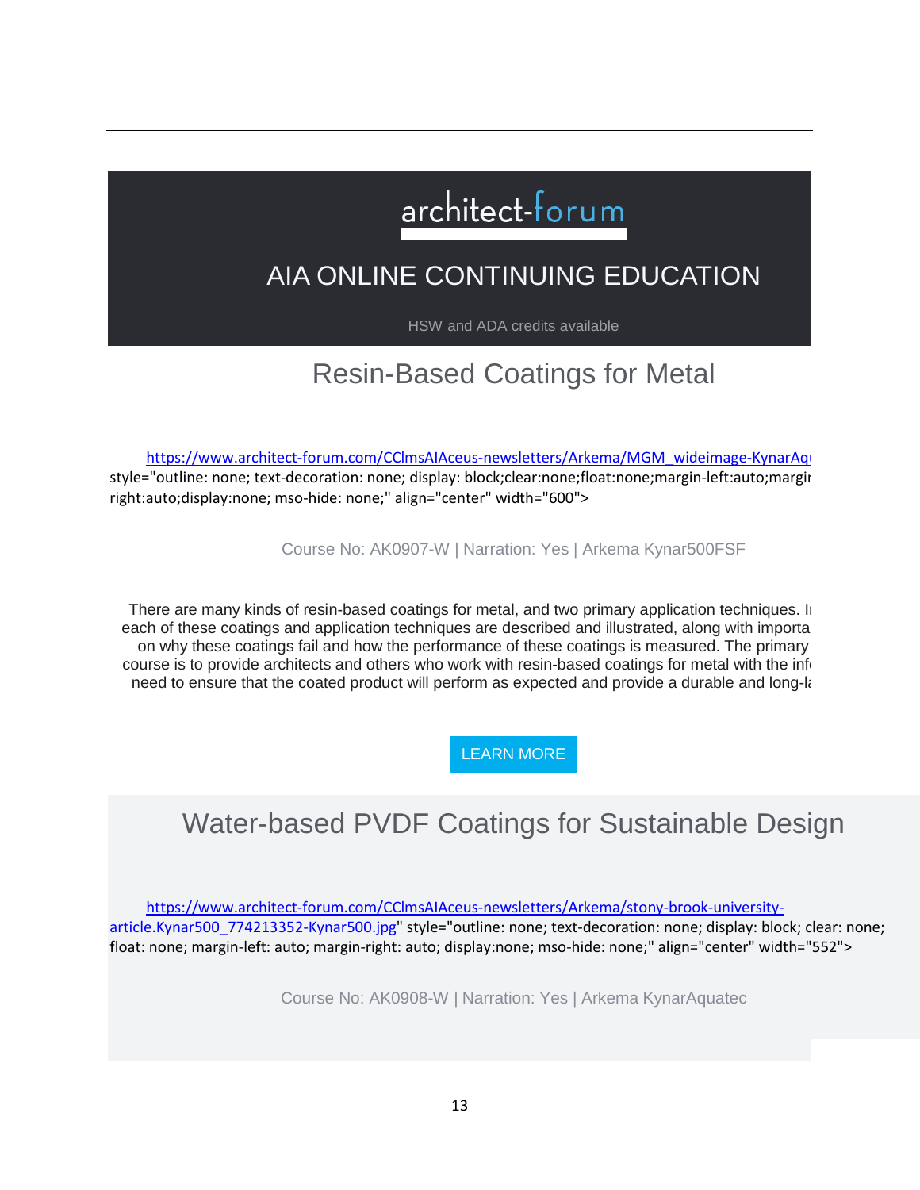architect-forum

# AIA ONLINE CONTINUING EDUCATION

HSW and ADA credits available

## Resin-Based Coatings for Metal

https://www.architect-forum.com/CClmsAIAceus-newsletters/Arkema/MGM_wideimage-KynarAqu style="outline: none; text-decoration: none; display: block;clear:none;float:none;margin-left:auto;margin-right:auto;display:none; mso-hide: none;" align="center" width="600">

Course No: AK0907-W | Narration: Yes | Arkema Kynar500FSF

There are many kinds of resin-based coatings for metal, and two primary application techniques. In each of these coatings and application techniques are described and illustrated, along with importa on why these coatings fail and how the performance of these coatings is measured. The primary course is to provide architects and others who work with resin-based coatings for metal with the info need to ensure that the coated product will perform as expected and provide a durable and long-la

LEARN MORE

## Water-based PVDF Coatings for Sustainable Design

https://www.architect-forum.com/CClmsAIAceus-newsletters/Arkema/stony-brook-university-article.Kynar500_774213352-Kynar500.jpg" style="outline: none; text-decoration: none; display: block; clear: none; float: none; margin-left: auto; margin-right: auto; display:none; mso-hide: none;" align="center" width="552">

Course No: AK0908-W | Narration: Yes | Arkema KynarAquatec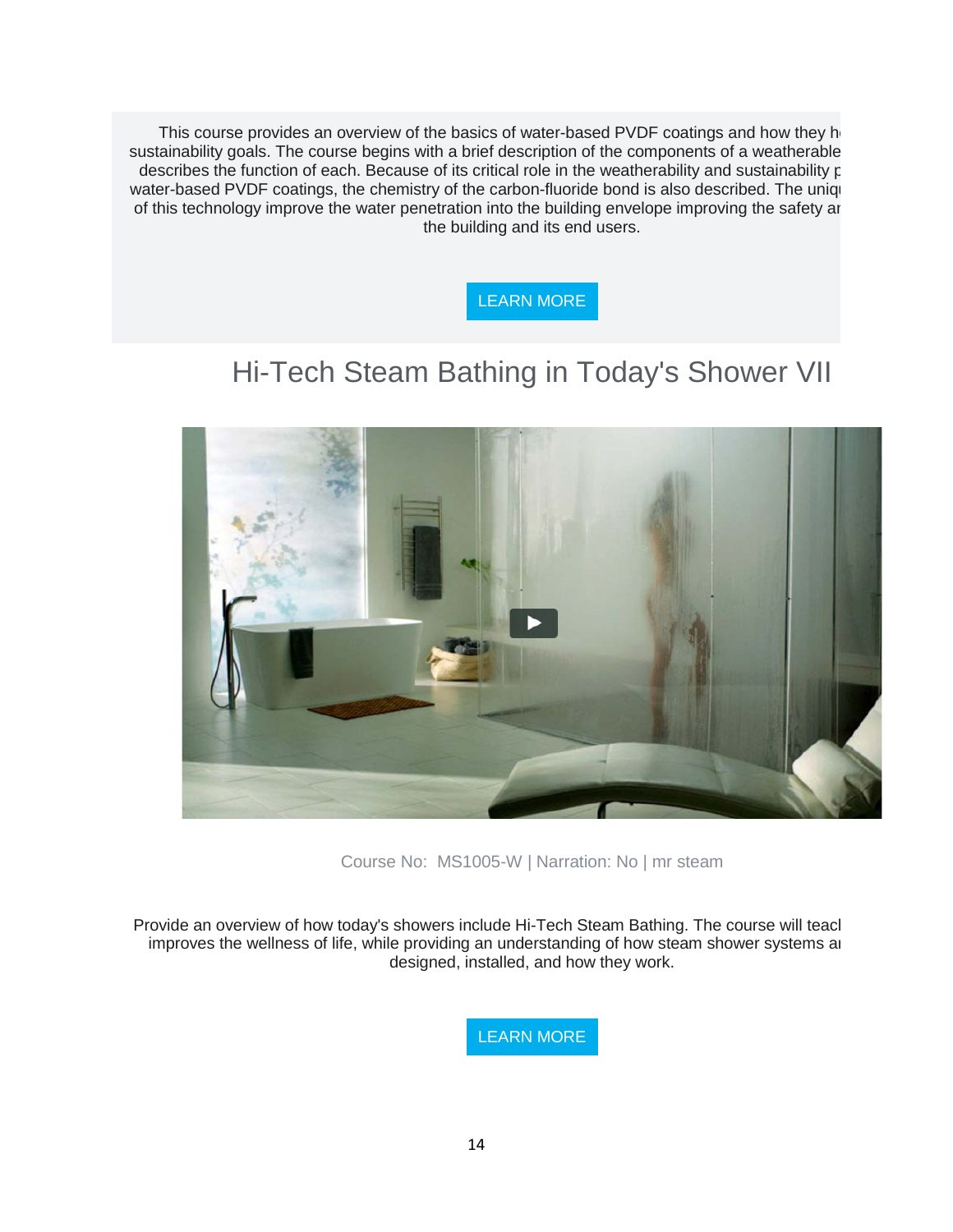This course provides an overview of the basics of water-based PVDF coatings and how they h sustainability goals. The course begins with a brief description of the components of a weatherable describes the function of each. Because of its critical role in the weatherability and sustainability p water-based PVDF coatings, the chemistry of the carbon-fluoride bond is also described. The uniq of this technology improve the water penetration into the building envelope improving the safety ar the building and its end users.

LEARN MORE

## Hi-Tech Steam Bathing in Today's Shower VII

Course No: MS1005-W | Narration: No | mr steam

Provide an overview of how today's showers include Hi-Tech Steam Bathing. The course will teacl improves the wellness of life, while providing an understanding of how steam shower systems ar designed, installed, and how they work.

LEARN MORE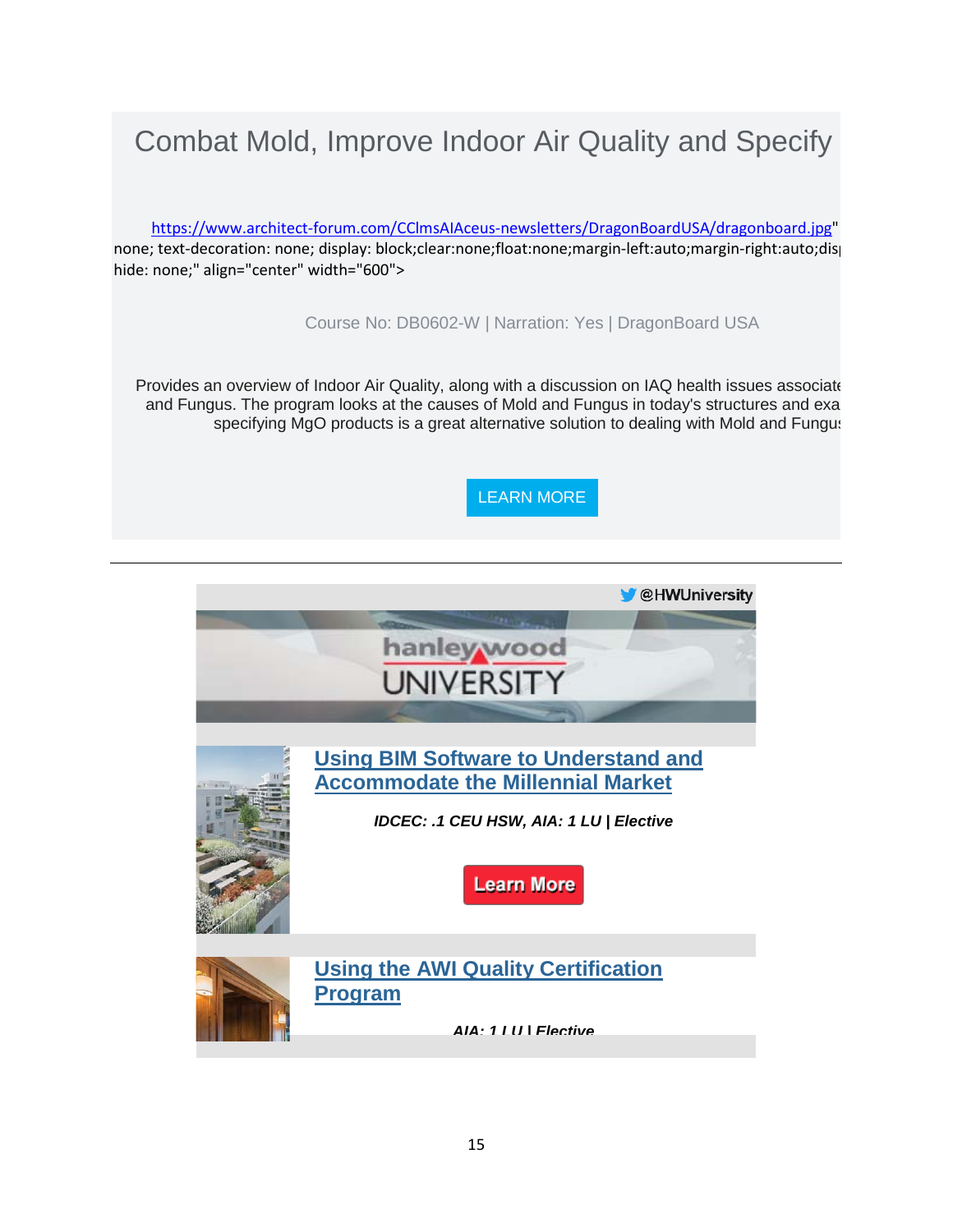# Combat Mold, Improve Indoor Air Quality and Specify

https://www.architect-forum.com/CClmsAIAceus-newsletters/DragonBoardUSA/dragonboard.jpg" none; text-decoration: none; display: block;clear:none;float:none;margin-left:auto;margin-right:auto;dis hide: none;" align="center" width="600">

Course No: DB0602-W | Narration: Yes | DragonBoard USA

Provides an overview of Indoor Air Quality, along with a discussion on IAQ health issues associate and Fungus. The program looks at the causes of Mold and Fungus in today's structures and exa specifying MgO products is a great alternative solution to dealing with Mold and Fungus

LEARN MORE

---

@HWUniversity

hanley wood UNIVERSITY

## [Using BIM Software to Understand and Accommodate the Millennial Market]

***IDCEC: .1 CEU HSW, AIA: 1 LU | Elective***

Learn More

## [Using the AWI Quality Certification Program]

***AIA: 1 LU | Elective***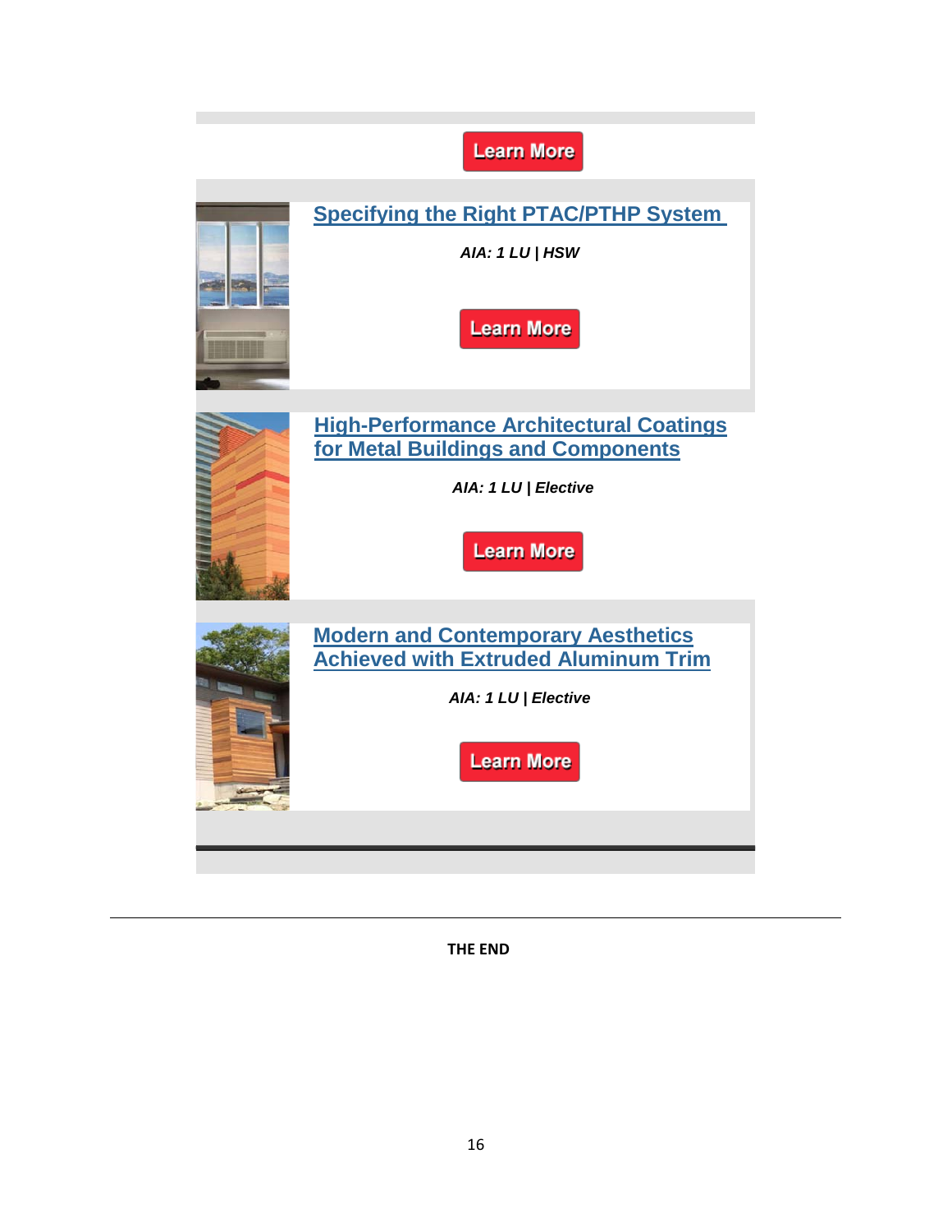Learn More

[Specifying the Right PTAC/PTHP System](#)

***AIA: 1 LU | HSW***

Learn More

[High-Performance Architectural Coatings for Metal Buildings and Components](#)

***AIA: 1 LU | Elective***

Learn More

[Modern and Contemporary Aesthetics Achieved with Extruded Aluminum Trim](#)

***AIA: 1 LU | Elective***

Learn More

---

**THE END**